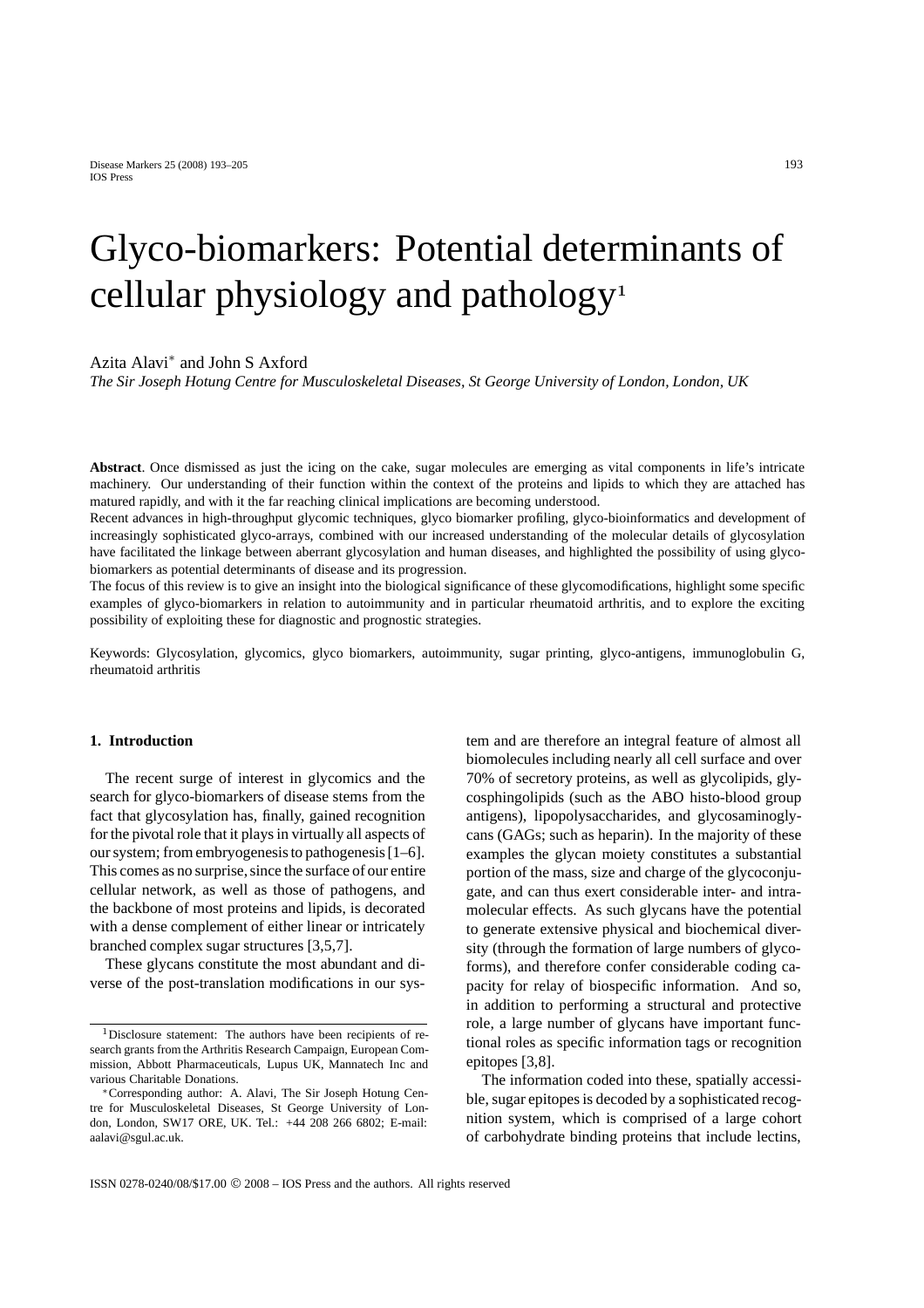# Glyco-biomarkers: Potential determinants of cellular physiology and pathology[1]

Azita Alavi* and John S Axford

*The Sir Joseph Hotung Centre for Musculoskeletal Diseases, St George University of London, London, UK*

**Abstract**. Once dismissed as just the icing on the cake, sugar molecules are emerging as vital components in life's intricate machinery. Our understanding of their function within the context of the proteins and lipids to which they are attached has matured rapidly, and with it the far reaching clinical implications are becoming understood.

Recent advances in high-throughput glycomic techniques, glyco biomarker profiling, glyco-bioinformatics and development of increasingly sophisticated glyco-arrays, combined with our increased understanding of the molecular details of glycosylation have facilitated the linkage between aberrant glycosylation and human diseases, and highlighted the possibility of using glyco-biomarkers as potential determinants of disease and its progression.

The focus of this review is to give an insight into the biological significance of these glycomodifications, highlight some specific examples of glyco-biomarkers in relation to autoimmunity and in particular rheumatoid arthritis, and to explore the exciting possibility of exploiting these for diagnostic and prognostic strategies.

Keywords: Glycosylation, glycomics, glyco biomarkers, autoimmunity, sugar printing, glyco-antigens, immunoglobulin G, rheumatoid arthritis

## 1. Introduction

The recent surge of interest in glycomics and the search for glyco-biomarkers of disease stems from the fact that glycosylation has, finally, gained recognition for the pivotal role that it plays in virtually all aspects of our system; from embryogenesis to pathogenesis [1–6]. This comes as no surprise, since the surface of our entire cellular network, as well as those of pathogens, and the backbone of most proteins and lipids, is decorated with a dense complement of either linear or intricately branched complex sugar structures [3,5,7].

These glycans constitute the most abundant and diverse of the post-translation modifications in our system and are therefore an integral feature of almost all biomolecules including nearly all cell surface and over 70% of secretory proteins, as well as glycolipids, glycosphingolipids (such as the ABO histo-blood group antigens), lipopolysaccharides, and glycosaminoglycans (GAGs; such as heparin). In the majority of these examples the glycan moiety constitutes a substantial portion of the mass, size and charge of the glycoconjugate, and can thus exert considerable inter- and intra-molecular effects. As such glycans have the potential to generate extensive physical and biochemical diversity (through the formation of large numbers of glycoforms), and therefore confer considerable coding capacity for relay of biospecific information. And so, in addition to performing a structural and protective role, a large number of glycans have important functional roles as specific information tags or recognition epitopes [3,8].

The information coded into these, spatially accessible, sugar epitopes is decoded by a sophisticated recognition system, which is comprised of a large cohort of carbohydrate binding proteins that include lectins,

---

[1] Disclosure statement: The authors have been recipients of research grants from the Arthritis Research Campaign, European Commission, Abbott Pharmaceuticals, Lupus UK, Mannatech Inc and various Charitable Donations.

*Corresponding author: A. Alavi, The Sir Joseph Hotung Centre for Musculoskeletal Diseases, St George University of London, London, SW17 ORE, UK. Tel.: +44 208 266 6802; E-mail: aalavi@sgul.ac.uk.

ISSN 0278-0240/08/$17.00 © 2008 – IOS Press and the authors. All rights reserved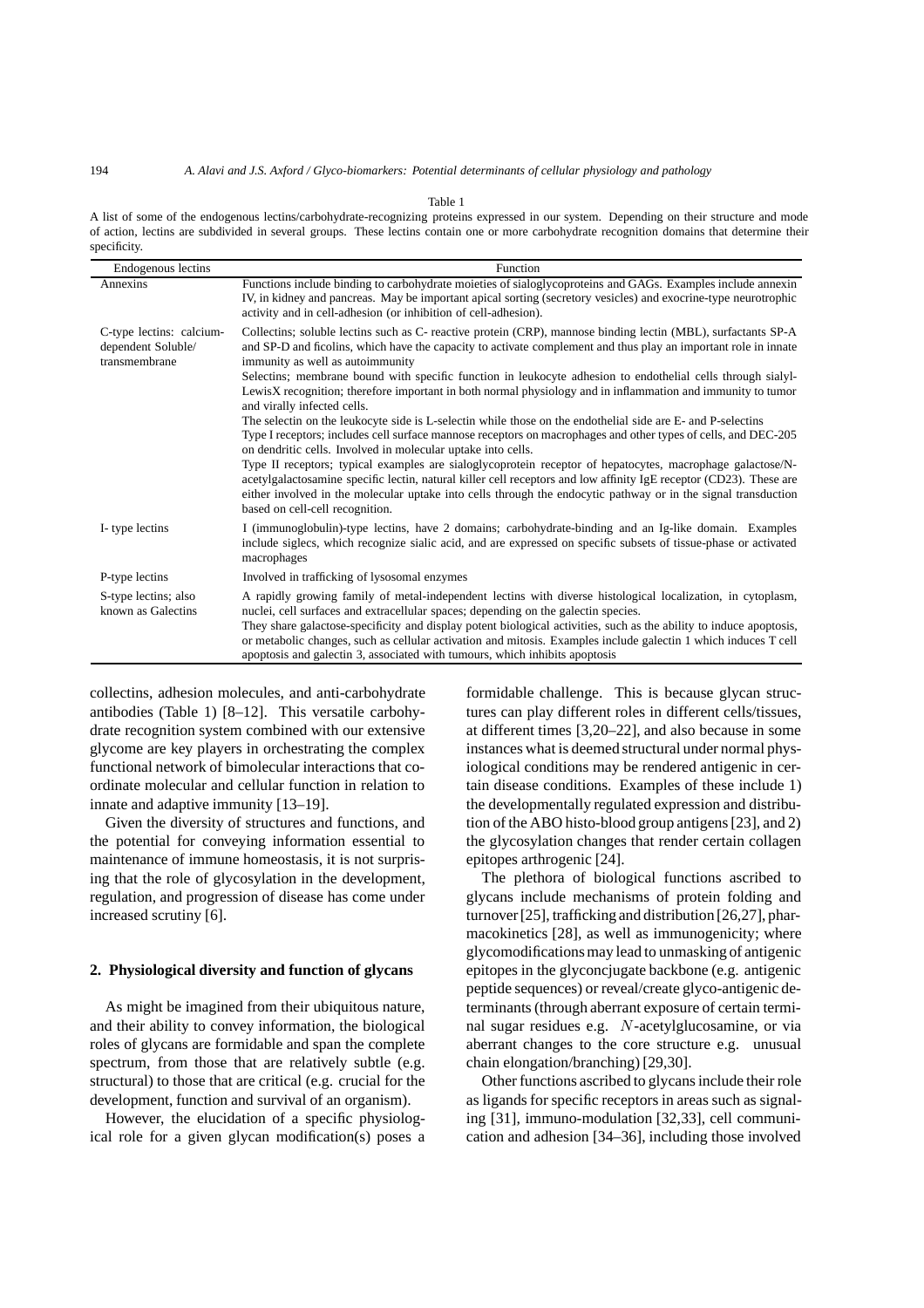Table 1

A list of some of the endogenous lectins/carbohydrate-recognizing proteins expressed in our system. Depending on their structure and mode of action, lectins are subdivided in several groups. These lectins contain one or more carbohydrate recognition domains that determine their specificity.

| Endogenous lectins | Function |
|---|---|
| Annexins | Functions include binding to carbohydrate moieties of sialoglycoproteins and GAGs. Examples include annexin IV, in kidney and pancreas. May be important apical sorting (secretory vesicles) and exocrine-type neurotrophic activity and in cell-adhesion (or inhibition of cell-adhesion). |
| C-type lectins: calcium-dependent Soluble/ transmembrane | Collectins; soluble lectins such as C- reactive protein (CRP), mannose binding lectin (MBL), surfactants SP-A and SP-D and ficolins, which have the capacity to activate complement and thus play an important role in innate immunity as well as autoimmunity<br>Selectins; membrane bound with specific function in leukocyte adhesion to endothelial cells through sialyl-LewisX recognition; therefore important in both normal physiology and in inflammation and immunity to tumor and virally infected cells.<br>The selectin on the leukocyte side is L-selectin while those on the endothelial side are E- and P-selectins<br>Type I receptors; includes cell surface mannose receptors on macrophages and other types of cells, and DEC-205 on dendritic cells. Involved in molecular uptake into cells.<br>Type II receptors; typical examples are sialoglycoprotein receptor of hepatocytes, macrophage galactose/N-acetylgalactosamine specific lectin, natural killer cell receptors and low affinity IgE receptor (CD23). These are either involved in the molecular uptake into cells through the endocytic pathway or in the signal transduction based on cell-cell recognition. |
| I- type lectins | I (immunoglobulin)-type lectins, have 2 domains; carbohydrate-binding and an Ig-like domain. Examples include siglecs, which recognize sialic acid, and are expressed on specific subsets of tissue-phase or activated macrophages |
| P-type lectins | Involved in trafficking of lysosomal enzymes |
| S-type lectins; also known as Galectins | A rapidly growing family of metal-independent lectins with diverse histological localization, in cytoplasm, nuclei, cell surfaces and extracellular spaces; depending on the galectin species.<br>They share galactose-specificity and display potent biological activities, such as the ability to induce apoptosis, or metabolic changes, such as cellular activation and mitosis. Examples include galectin 1 which induces T cell apoptosis and galectin 3, associated with tumours, which inhibits apoptosis |

collectins, adhesion molecules, and anti-carbohydrate antibodies (Table 1) [8–12]. This versatile carbohydrate recognition system combined with our extensive glycome are key players in orchestrating the complex functional network of bimolecular interactions that coordinate molecular and cellular function in relation to innate and adaptive immunity [13–19].

Given the diversity of structures and functions, and the potential for conveying information essential to maintenance of immune homeostasis, it is not surprising that the role of glycosylation in the development, regulation, and progression of disease has come under increased scrutiny [6].

## 2. Physiological diversity and function of glycans

As might be imagined from their ubiquitous nature, and their ability to convey information, the biological roles of glycans are formidable and span the complete spectrum, from those that are relatively subtle (e.g. structural) to those that are critical (e.g. crucial for the development, function and survival of an organism).

However, the elucidation of a specific physiological role for a given glycan modification(s) poses a formidable challenge. This is because glycan structures can play different roles in different cells/tissues, at different times [3,20–22], and also because in some instances what is deemed structural under normal physiological conditions may be rendered antigenic in certain disease conditions. Examples of these include 1) the developmentally regulated expression and distribution of the ABO histo-blood group antigens [23], and 2) the glycosylation changes that render certain collagen epitopes arthrogenic [24].

The plethora of biological functions ascribed to glycans include mechanisms of protein folding and turnover [25], trafficking and distribution [26,27], pharmacokinetics [28], as well as immunogenicity; where glycomodifications may lead to unmasking of antigenic epitopes in the glyconcjugate backbone (e.g. antigenic peptide sequences) or reveal/create glyco-antigenic determinants (through aberrant exposure of certain terminal sugar residues e.g. $N$-acetylglucosamine, or via aberrant changes to the core structure e.g. unusual chain elongation/branching) [29,30].

Other functions ascribed to glycans include their role as ligands for specific receptors in areas such as signaling [31], immuno-modulation [32,33], cell communication and adhesion [34–36], including those involved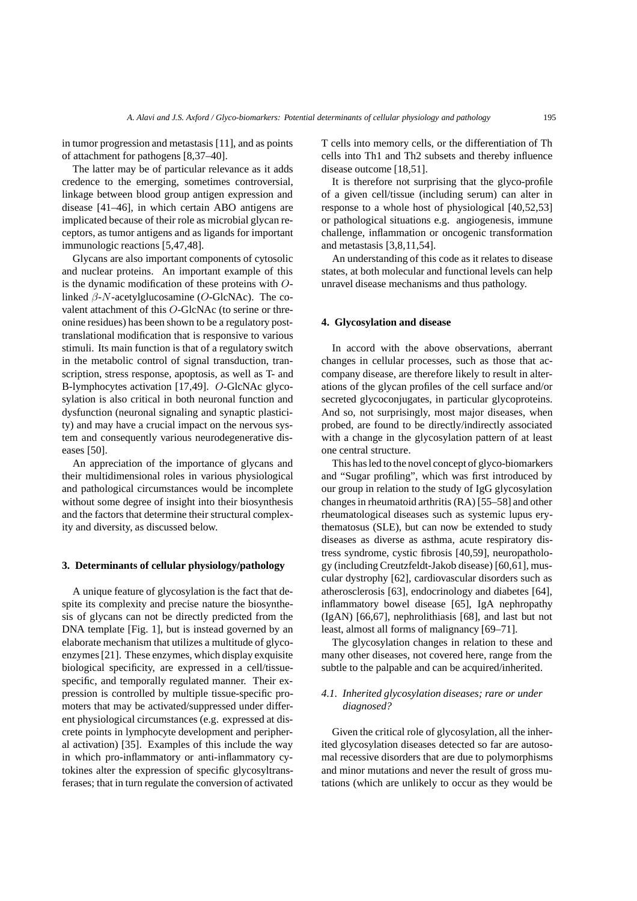in tumor progression and metastasis [11], and as points of attachment for pathogens [8,37–40].

The latter may be of particular relevance as it adds credence to the emerging, sometimes controversial, linkage between blood group antigen expression and disease [41–46], in which certain ABO antigens are implicated because of their role as microbial glycan receptors, as tumor antigens and as ligands for important immunologic reactions [5,47,48].

Glycans are also important components of cytosolic and nuclear proteins. An important example of this is the dynamic modification of these proteins with $O$-linked $\beta$-$N$-acetylglucosamine ($O$-GlcNAc). The covalent attachment of this $O$-GlcNAc (to serine or threonine residues) has been shown to be a regulatory post-translational modification that is responsive to various stimuli. Its main function is that of a regulatory switch in the metabolic control of signal transduction, transcription, stress response, apoptosis, as well as T- and B-lymphocytes activation [17,49]. $O$-GlcNAc glycosylation is also critical in both neuronal function and dysfunction (neuronal signaling and synaptic plasticity) and may have a crucial impact on the nervous system and consequently various neurodegenerative diseases [50].

An appreciation of the importance of glycans and their multidimensional roles in various physiological and pathological circumstances would be incomplete without some degree of insight into their biosynthesis and the factors that determine their structural complexity and diversity, as discussed below.

## 3. Determinants of cellular physiology/pathology

A unique feature of glycosylation is the fact that despite its complexity and precise nature the biosynthesis of glycans can not be directly predicted from the DNA template [Fig. 1], but is instead governed by an elaborate mechanism that utilizes a multitude of glycoenzymes [21]. These enzymes, which display exquisite biological specificity, are expressed in a cell/tissue-specific, and temporally regulated manner. Their expression is controlled by multiple tissue-specific promoters that may be activated/suppressed under different physiological circumstances (e.g. expressed at discrete points in lymphocyte development and peripheral activation) [35]. Examples of this include the way in which pro-inflammatory or anti-inflammatory cytokines alter the expression of specific glycosyltransferases; that in turn regulate the conversion of activated T cells into memory cells, or the differentiation of Th cells into Th1 and Th2 subsets and thereby influence disease outcome [18,51].

It is therefore not surprising that the glyco-profile of a given cell/tissue (including serum) can alter in response to a whole host of physiological [40,52,53] or pathological situations e.g. angiogenesis, immune challenge, inflammation or oncogenic transformation and metastasis [3,8,11,54].

An understanding of this code as it relates to disease states, at both molecular and functional levels can help unravel disease mechanisms and thus pathology.

## 4. Glycosylation and disease

In accord with the above observations, aberrant changes in cellular processes, such as those that accompany disease, are therefore likely to result in alterations of the glycan profiles of the cell surface and/or secreted glycoconjugates, in particular glycoproteins. And so, not surprisingly, most major diseases, when probed, are found to be directly/indirectly associated with a change in the glycosylation pattern of at least one central structure.

This has led to the novel concept of glyco-biomarkers and "Sugar profiling", which was first introduced by our group in relation to the study of IgG glycosylation changes in rheumatoid arthritis (RA) [55–58] and other rheumatological diseases such as systemic lupus erythematosus (SLE), but can now be extended to study diseases as diverse as asthma, acute respiratory distress syndrome, cystic fibrosis [40,59], neuropathology (including Creutzfeldt-Jakob disease) [60,61], muscular dystrophy [62], cardiovascular disorders such as atherosclerosis [63], endocrinology and diabetes [64], inflammatory bowel disease [65], IgA nephropathy (IgAN) [66,67], nephrolithiasis [68], and last but not least, almost all forms of malignancy [69–71].

The glycosylation changes in relation to these and many other diseases, not covered here, range from the subtle to the palpable and can be acquired/inherited.

### *4.1. Inherited glycosylation diseases; rare or under diagnosed?*

Given the critical role of glycosylation, all the inherited glycosylation diseases detected so far are autosomal recessive disorders that are due to polymorphisms and minor mutations and never the result of gross mutations (which are unlikely to occur as they would be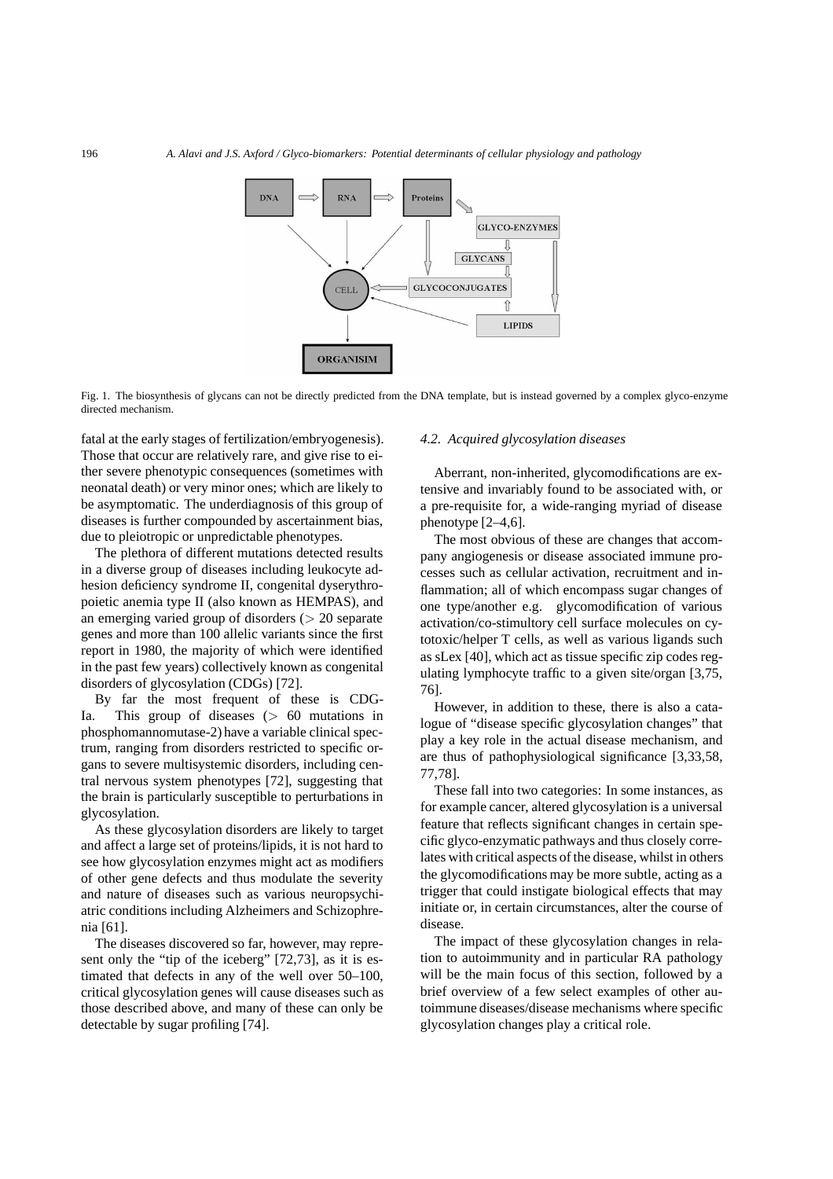Fig. 1. The biosynthesis of glycans can not be directly predicted from the DNA template, but is instead governed by a complex glyco-enzyme directed mechanism.

fatal at the early stages of fertilization/embryogenesis). Those that occur are relatively rare, and give rise to either severe phenotypic consequences (sometimes with neonatal death) or very minor ones; which are likely to be asymptomatic. The underdiagnosis of this group of diseases is further compounded by ascertainment bias, due to pleiotropic or unpredictable phenotypes.

The plethora of different mutations detected results in a diverse group of diseases including leukocyte adhesion deficiency syndrome II, congenital dyserythropoietic anemia type II (also known as HEMPAS), and an emerging varied group of disorders ($>$ 20 separate genes and more than 100 allelic variants since the first report in 1980, the majority of which were identified in the past few years) collectively known as congenital disorders of glycosylation (CDGs) [72].

By far the most frequent of these is CDG-Ia. This group of diseases ($>$ 60 mutations in phosphomannomutase-2) have a variable clinical spectrum, ranging from disorders restricted to specific organs to severe multisystemic disorders, including central nervous system phenotypes [72], suggesting that the brain is particularly susceptible to perturbations in glycosylation.

As these glycosylation disorders are likely to target and affect a large set of proteins/lipids, it is not hard to see how glycosylation enzymes might act as modifiers of other gene defects and thus modulate the severity and nature of diseases such as various neuropsychiatric conditions including Alzheimers and Schizophrenia [61].

The diseases discovered so far, however, may represent only the "tip of the iceberg" [72,73], as it is estimated that defects in any of the well over 50–100, critical glycosylation genes will cause diseases such as those described above, and many of these can only be detectable by sugar profiling [74].

### *4.2. Acquired glycosylation diseases*

Aberrant, non-inherited, glycomodifications are extensive and invariably found to be associated with, or a pre-requisite for, a wide-ranging myriad of disease phenotype [2–4,6].

The most obvious of these are changes that accompany angiogenesis or disease associated immune processes such as cellular activation, recruitment and inflammation; all of which encompass sugar changes of one type/another e.g. glycomodification of various activation/co-stimultory cell surface molecules on cytotoxic/helper T cells, as well as various ligands such as sLex [40], which act as tissue specific zip codes regulating lymphocyte traffic to a given site/organ [3,75, 76].

However, in addition to these, there is also a catalogue of "disease specific glycosylation changes" that play a key role in the actual disease mechanism, and are thus of pathophysiological significance [3,33,58, 77,78].

These fall into two categories: In some instances, as for example cancer, altered glycosylation is a universal feature that reflects significant changes in certain specific glyco-enzymatic pathways and thus closely correlates with critical aspects of the disease, whilst in others the glycomodifications may be more subtle, acting as a trigger that could instigate biological effects that may initiate or, in certain circumstances, alter the course of disease.

The impact of these glycosylation changes in relation to autoimmunity and in particular RA pathology will be the main focus of this section, followed by a brief overview of a few select examples of other autoimmune diseases/disease mechanisms where specific glycosylation changes play a critical role.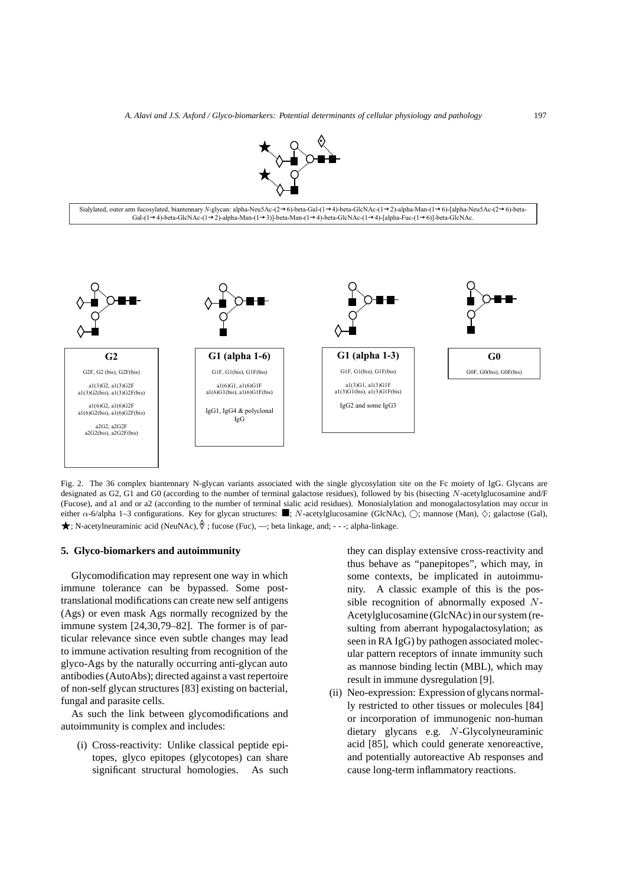Sialylated, outer arm fucosylated, biantennary *N*-glycan: alpha-Neu5Ac-(2→6)-beta-Gal-(1→4)-beta-GlcNAc-(1→2)-alpha-Man-(1→6)-[alpha-Neu5Ac-(2→6)-beta-Gal-(1→4)-beta-GlcNAc-(1→2)-alpha-Man-(1→3)]-beta-Man-(1→4)-beta-GlcNAc-(1→4)-[alpha-Fuc-(1→6)]-beta-GlcNAc.

| G2 | G1 (alpha 1-6) | G1 (alpha 1-3) | G0 |
|---|---|---|---|
| G2F, G2 (bis), G2F(bis) | G1F, G1(bis), G1F(bis) | G1F, G1(bis), G1F(bis) | G0F, G0(bis), G0F(bis) |
| a1(3)G2, a1(3)G2F a1(3)G2(bis), a1(3)G2F(bis) | a1(6)G1, a1(6)G1F a1(6)G1(bis), a1(6)G1F(bis) | a1(3)G1, a1(3)G1F a1(3)G1(bis), a1(3)G1F(bis) | |
| a1(6)G2, a1(6)G2F a1(6)G2(bis), a1(6)G2F(bis) | IgG1, IgG4 & polyclonal IgG | IgG2 and some IgG3 | |
| a2G2, a2G2F a2G2(bis), a2G2F(bis) | | | |

Fig. 2. The 36 complex biantennary N-glycan variants associated with the single glycosylation site on the Fc moiety of IgG. Glycans are designated as G2, G1 and G0 (according to the number of terminal galactose residues), followed by bis (bisecting *N*-acetylglucosamine and/F (Fucose), and a1 and or a2 (according to the number of terminal sialic acid residues). Monosialylation and monogalactosylation may occur in either $\alpha$-6/alpha 1–3 configurations. Key for glycan structures: ■; *N*-acetylglucosamine (GlcNAc), ○; mannose (Man), ◇; galactose (Gal), ★; N-acetylneuraminic acid (NeuNAc), ◊ ; fucose (Fuc), —; beta linkage, and; - - -; alpha-linkage.

## 5. Glyco-biomarkers and autoimmunity

Glycomodification may represent one way in which immune tolerance can be bypassed. Some post-translational modifications can create new self antigens (Ags) or even mask Ags normally recognized by the immune system [24,30,79–82]. The former is of particular relevance since even subtle changes may lead to immune activation resulting from recognition of the glyco-Ags by the naturally occurring anti-glycan auto antibodies (AutoAbs); directed against a vast repertoire of non-self glycan structures [83] existing on bacterial, fungal and parasite cells.

As such the link between glycomodifications and autoimmunity is complex and includes:

(i) Cross-reactivity: Unlike classical peptide epitopes, glyco epitopes (glycotopes) can share significant structural homologies. As such they can display extensive cross-reactivity and thus behave as "panepitopes", which may, in some contexts, be implicated in autoimmunity. A classic example of this is the possible recognition of abnormally exposed *N*-Acetylglucosamine (GlcNAc) in our system (resulting from aberrant hypogalactosylation; as seen in RA IgG) by pathogen associated molecular pattern receptors of innate immunity such as mannose binding lectin (MBL), which may result in immune dysregulation [9].

(ii) Neo-expression: Expression of glycans normally restricted to other tissues or molecules [84] or incorporation of immunogenic non-human dietary glycans e.g. *N*-Glycolyneuraminic acid [85], which could generate xenoreactive, and potentially autoreactive Ab responses and cause long-term inflammatory reactions.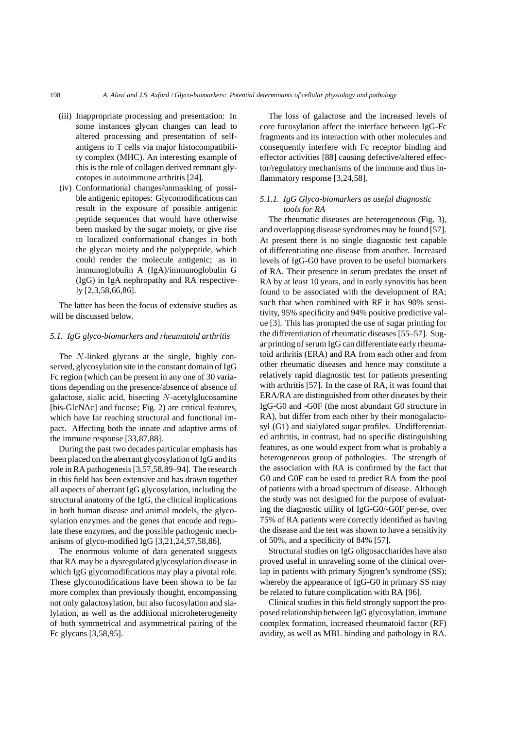(iii) Inappropriate processing and presentation: In some instances glycan changes can lead to altered processing and presentation of self-antigens to T cells via major histocompatibility complex (MHC). An interesting example of this is the role of collagen derived remnant glycotopes in autoimmune arthritis [24].

(iv) Conformational changes/unmasking of possible antigenic epitopes: Glycomodifications can result in the exposure of possible antigenic peptide sequences that would have otherwise been masked by the sugar moiety, or give rise to localized conformational changes in both the glycan moiety and the polypeptide, which could render the molecule antigenic; as in immunoglobulin A (IgA)/immunoglobulin G (IgG) in IgA nephropathy and RA respectively [2,3,58,66,86].

The latter has been the focus of extensive studies as will be discussed below.

### 5.1. IgG glyco-biomarkers and rheumatoid arthritis

The $N$-linked glycans at the single, highly conserved, glycosylation site in the constant domain of IgG Fc region (which can be present in any one of 30 variations depending on the presence/absence of absence of galactose, sialic acid, bisecting $N$-acetylglucosamine [bis-GlcNAc] and fucose; Fig. 2) are critical features, which have far reaching structural and functional impact. Affecting both the innate and adaptive arms of the immune response [33,87,88].

During the past two decades particular emphasis has been placed on the aberrant glycosylation of IgG and its role in RA pathogenesis [3,57,58,89–94]. The research in this field has been extensive and has drawn together all aspects of aberrant IgG glycosylation, including the structural anatomy of the IgG, the clinical implications in both human disease and animal models, the glycosylation enzymes and the genes that encode and regulate these enzymes, and the possible pathogenic mechanisms of glyco-modified IgG [3,21,24,57,58,86].

The enormous volume of data generated suggests that RA may be a dysregulated glycosylation disease in which IgG glycomodifications may play a pivotal role. These glycomodifications have been shown to be far more complex than previously thought, encompassing not only galactosylation, but also fucosylation and sialylation, as well as the additional microheterogeneity of both symmetrical and asymmetrical pairing of the Fc glycans [3,58,95].

The loss of galactose and the increased levels of core fucosylation affect the interface between IgG-Fc fragments and its interaction with other molecules and consequently interfere with Fc receptor binding and effector activities [88] causing defective/altered effector/regulatory mechanisms of the immune and thus inflammatory response [3,24,58].

#### 5.1.1. IgG Glyco-biomarkers as useful diagnostic tools for RA

The rheumatic diseases are heterogeneous (Fig. 3), and overlapping disease syndromes may be found [57]. At present there is no single diagnostic test capable of differentiating one disease from another. Increased levels of IgG-G0 have proven to be useful biomarkers of RA. Their presence in serum predates the onset of RA by at least 10 years, and in early synovitis has been found to be associated with the development of RA; such that when combined with RF it has 90% sensitivity, 95% specificity and 94% positive predictive value [3]. This has prompted the use of sugar printing for the differentiation of rheumatic diseases [55–57]. Sugar printing of serum IgG can differentiate early rheumatoid arthritis (ERA) and RA from each other and from other rheumatic diseases and hence may constitute a relatively rapid diagnostic test for patients presenting with arthritis [57]. In the case of RA, it was found that ERA/RA are distinguished from other diseases by their IgG-G0 and -G0F (the most abundant G0 structure in RA), but differ from each other by their monogalactosyl (G1) and sialylated sugar profiles. Undifferentiated arthritis, in contrast, had no specific distinguishing features, as one would expect from what is probably a heterogeneous group of pathologies. The strength of the association with RA is confirmed by the fact that G0 and G0F can be used to predict RA from the pool of patients with a broad spectrum of disease. Although the study was not designed for the purpose of evaluating the diagnostic utility of IgG-G0/-G0F per-se, over 75% of RA patients were correctly identified as having the disease and the test was shown to have a sensitivity of 50%, and a specificity of 84% [57].

Structural studies on IgG oligosaccharides have also proved useful in unraveling some of the clinical overlap in patients with primary Sjogren's syndrome (SS); whereby the appearance of IgG-G0 in primary SS may be related to future complication with RA [96].

Clinical studies in this field strongly support the proposed relationship between IgG glycosylation, immune complex formation, increased rheumatoid factor (RF) avidity, as well as MBL binding and pathology in RA.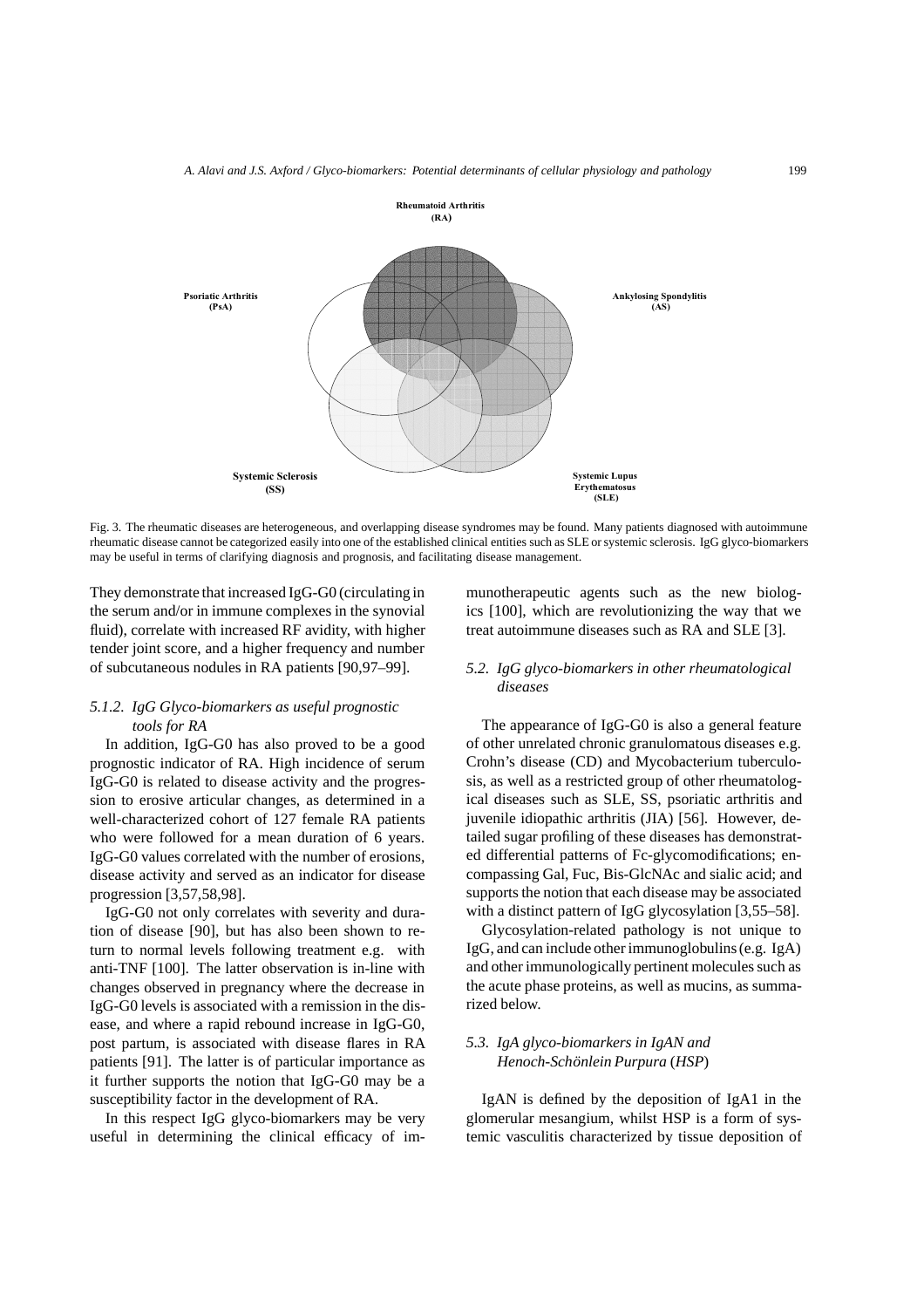Rheumatoid Arthritis (RA)

Psoriatic Arthritis (PsA)

Ankylosing Spondylitis (AS)

Systemic Sclerosis (SS)

Systemic Lupus Erythematosus (SLE)

Fig. 3. The rheumatic diseases are heterogeneous, and overlapping disease syndromes may be found. Many patients diagnosed with autoimmune rheumatic disease cannot be categorized easily into one of the established clinical entities such as SLE or systemic sclerosis. IgG glyco-biomarkers may be useful in terms of clarifying diagnosis and prognosis, and facilitating disease management.

They demonstrate that increased IgG-G0 (circulating in the serum and/or in immune complexes in the synovial fluid), correlate with increased RF avidity, with higher tender joint score, and a higher frequency and number of subcutaneous nodules in RA patients [90,97–99].

#### 5.1.2. *IgG Glyco-biomarkers as useful prognostic tools for RA*

In addition, IgG-G0 has also proved to be a good prognostic indicator of RA. High incidence of serum IgG-G0 is related to disease activity and the progression to erosive articular changes, as determined in a well-characterized cohort of 127 female RA patients who were followed for a mean duration of 6 years. IgG-G0 values correlated with the number of erosions, disease activity and served as an indicator for disease progression [3,57,58,98].

IgG-G0 not only correlates with severity and duration of disease [90], but has also been shown to return to normal levels following treatment e.g. with anti-TNF [100]. The latter observation is in-line with changes observed in pregnancy where the decrease in IgG-G0 levels is associated with a remission in the disease, and where a rapid rebound increase in IgG-G0, post partum, is associated with disease flares in RA patients [91]. The latter is of particular importance as it further supports the notion that IgG-G0 may be a susceptibility factor in the development of RA.

In this respect IgG glyco-biomarkers may be very useful in determining the clinical efficacy of immunotherapeutic agents such as the new biologics [100], which are revolutionizing the way that we treat autoimmune diseases such as RA and SLE [3].

### 5.2. *IgG glyco-biomarkers in other rheumatological diseases*

The appearance of IgG-G0 is also a general feature of other unrelated chronic granulomatous diseases e.g. Crohn's disease (CD) and Mycobacterium tuberculosis, as well as a restricted group of other rheumatological diseases such as SLE, SS, psoriatic arthritis and juvenile idiopathic arthritis (JIA) [56]. However, detailed sugar profiling of these diseases has demonstrated differential patterns of Fc-glycomodifications; encompassing Gal, Fuc, Bis-GlcNAc and sialic acid; and supports the notion that each disease may be associated with a distinct pattern of IgG glycosylation [3,55–58].

Glycosylation-related pathology is not unique to IgG, and can include other immunoglobulins (e.g. IgA) and other immunologically pertinent molecules such as the acute phase proteins, as well as mucins, as summarized below.

### 5.3. *IgA glyco-biomarkers in IgAN and Henoch-Schönlein Purpura* (*HSP*)

IgAN is defined by the deposition of IgA1 in the glomerular mesangium, whilst HSP is a form of systemic vasculitis characterized by tissue deposition of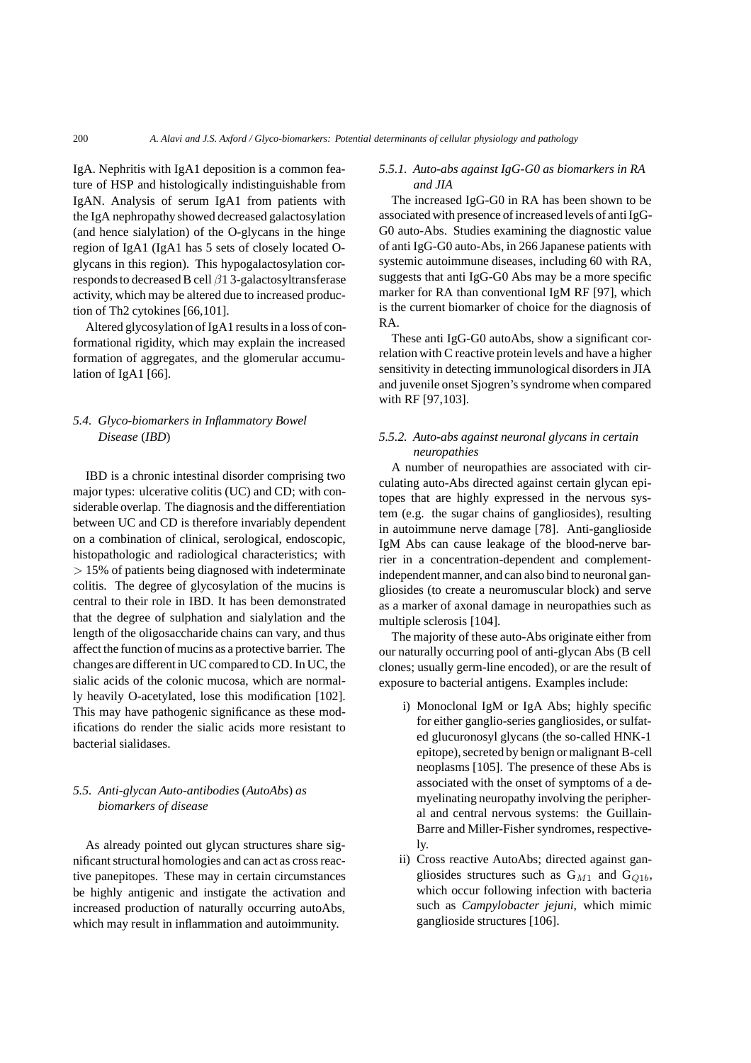IgA. Nephritis with IgA1 deposition is a common feature of HSP and histologically indistinguishable from IgAN. Analysis of serum IgA1 from patients with the IgA nephropathy showed decreased galactosylation (and hence sialylation) of the O-glycans in the hinge region of IgA1 (IgA1 has 5 sets of closely located O-glycans in this region). This hypogalactosylation corresponds to decreased B cell $\beta$1 3-galactosyltransferase activity, which may be altered due to increased production of Th2 cytokines [66,101].

Altered glycosylation of IgA1 results in a loss of conformational rigidity, which may explain the increased formation of aggregates, and the glomerular accumulation of IgA1 [66].

### *5.4. Glyco-biomarkers in Inflammatory Bowel Disease (IBD)*

IBD is a chronic intestinal disorder comprising two major types: ulcerative colitis (UC) and CD; with considerable overlap. The diagnosis and the differentiation between UC and CD is therefore invariably dependent on a combination of clinical, serological, endoscopic, histopathologic and radiological characteristics; with $> 15\%$ of patients being diagnosed with indeterminate colitis. The degree of glycosylation of the mucins is central to their role in IBD. It has been demonstrated that the degree of sulphation and sialylation and the length of the oligosaccharide chains can vary, and thus affect the function of mucins as a protective barrier. The changes are different in UC compared to CD. In UC, the sialic acids of the colonic mucosa, which are normally heavily O-acetylated, lose this modification [102]. This may have pathogenic significance as these modifications do render the sialic acids more resistant to bacterial sialidases.

### *5.5. Anti-glycan Auto-antibodies (AutoAbs) as biomarkers of disease*

As already pointed out glycan structures share significant structural homologies and can act as cross reactive panepitopes. These may in certain circumstances be highly antigenic and instigate the activation and increased production of naturally occurring autoAbs, which may result in inflammation and autoimmunity.

#### *5.5.1. Auto-abs against IgG-G0 as biomarkers in RA and JIA*

The increased IgG-G0 in RA has been shown to be associated with presence of increased levels of anti IgG-G0 auto-Abs. Studies examining the diagnostic value of anti IgG-G0 auto-Abs, in 266 Japanese patients with systemic autoimmune diseases, including 60 with RA, suggests that anti IgG-G0 Abs may be a more specific marker for RA than conventional IgM RF [97], which is the current biomarker of choice for the diagnosis of RA.

These anti IgG-G0 autoAbs, show a significant correlation with C reactive protein levels and have a higher sensitivity in detecting immunological disorders in JIA and juvenile onset Sjogren's syndrome when compared with RF [97,103].

#### *5.5.2. Auto-abs against neuronal glycans in certain neuropathies*

A number of neuropathies are associated with circulating auto-Abs directed against certain glycan epitopes that are highly expressed in the nervous system (e.g. the sugar chains of gangliosides), resulting in autoimmune nerve damage [78]. Anti-ganglioside IgM Abs can cause leakage of the blood-nerve barrier in a concentration-dependent and complement-independent manner, and can also bind to neuronal gangliosides (to create a neuromuscular block) and serve as a marker of axonal damage in neuropathies such as multiple sclerosis [104].

The majority of these auto-Abs originate either from our naturally occurring pool of anti-glycan Abs (B cell clones; usually germ-line encoded), or are the result of exposure to bacterial antigens. Examples include:

i) Monoclonal IgM or IgA Abs; highly specific for either ganglio-series gangliosides, or sulfated glucuronosyl glycans (the so-called HNK-1 epitope), secreted by benign or malignant B-cell neoplasms [105]. The presence of these Abs is associated with the onset of symptoms of a demyelinating neuropathy involving the peripheral and central nervous systems: the Guillain-Barre and Miller-Fisher syndromes, respectively.

ii) Cross reactive AutoAbs; directed against gangliosides structures such as $G_{M1}$ and $G_{Q1b}$, which occur following infection with bacteria such as *Campylobacter jejuni*, which mimic ganglioside structures [106].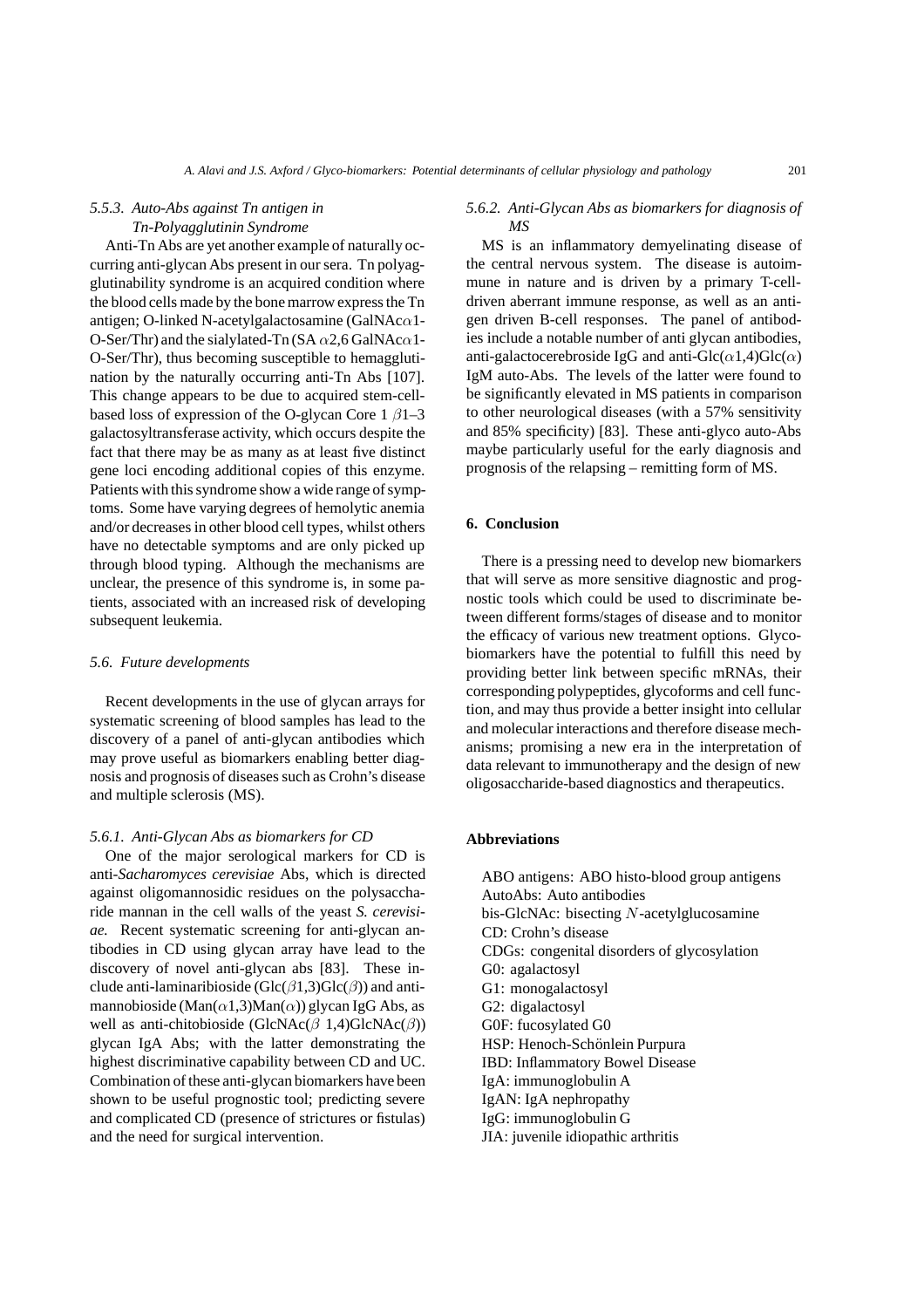#### 5.5.3. *Auto-Abs against Tn antigen in Tn-Polyagglutinin Syndrome*

Anti-Tn Abs are yet another example of naturally occurring anti-glycan Abs present in our sera. Tn polyagglutinability syndrome is an acquired condition where the blood cells made by the bone marrow express the Tn antigen; O-linked N-acetylgalactosamine (GalNAc$\alpha$1-O-Ser/Thr) and the sialylated-Tn (SA $\alpha$2,6 GalNAc$\alpha$1-O-Ser/Thr), thus becoming susceptible to hemagglutination by the naturally occurring anti-Tn Abs [107]. This change appears to be due to acquired stem-cell-based loss of expression of the O-glycan Core 1 $\beta$1–3 galactosyltransferase activity, which occurs despite the fact that there may be as many as at least five distinct gene loci encoding additional copies of this enzyme. Patients with this syndrome show a wide range of symptoms. Some have varying degrees of hemolytic anemia and/or decreases in other blood cell types, whilst others have no detectable symptoms and are only picked up through blood typing. Although the mechanisms are unclear, the presence of this syndrome is, in some patients, associated with an increased risk of developing subsequent leukemia.

### 5.6. *Future developments*

Recent developments in the use of glycan arrays for systematic screening of blood samples has lead to the discovery of a panel of anti-glycan antibodies which may prove useful as biomarkers enabling better diagnosis and prognosis of diseases such as Crohn's disease and multiple sclerosis (MS).

#### 5.6.1. *Anti-Glycan Abs as biomarkers for CD*

One of the major serological markers for CD is anti-*Sacharomyces cerevisiae* Abs, which is directed against oligomannosidic residues on the polysaccharide mannan in the cell walls of the yeast *S. cerevisiae.* Recent systematic screening for anti-glycan antibodies in CD using glycan array have lead to the discovery of novel anti-glycan abs [83]. These include anti-laminaribioside (Glc($\beta$1,3)Glc($\beta$)) and anti-mannobioside (Man($\alpha$1,3)Man($\alpha$)) glycan IgG Abs, as well as anti-chitobioside (GlcNAc($\beta$ 1,4)GlcNAc($\beta$)) glycan IgA Abs; with the latter demonstrating the highest discriminative capability between CD and UC. Combination of these anti-glycan biomarkers have been shown to be useful prognostic tool; predicting severe and complicated CD (presence of strictures or fistulas) and the need for surgical intervention.

#### 5.6.2. *Anti-Glycan Abs as biomarkers for diagnosis of MS*

MS is an inflammatory demyelinating disease of the central nervous system. The disease is autoimmune in nature and is driven by a primary T-cell-driven aberrant immune response, as well as an antigen driven B-cell responses. The panel of antibodies include a notable number of anti glycan antibodies, anti-galactocerebroside IgG and anti-Glc($\alpha$1,4)Glc($\alpha$) IgM auto-Abs. The levels of the latter were found to be significantly elevated in MS patients in comparison to other neurological diseases (with a 57% sensitivity and 85% specificity) [83]. These anti-glyco auto-Abs maybe particularly useful for the early diagnosis and prognosis of the relapsing – remitting form of MS.

## 6. Conclusion

There is a pressing need to develop new biomarkers that will serve as more sensitive diagnostic and prognostic tools which could be used to discriminate between different forms/stages of disease and to monitor the efficacy of various new treatment options. Glyco-biomarkers have the potential to fulfill this need by providing better link between specific mRNAs, their corresponding polypeptides, glycoforms and cell function, and may thus provide a better insight into cellular and molecular interactions and therefore disease mechanisms; promising a new era in the interpretation of data relevant to immunotherapy and the design of new oligosaccharide-based diagnostics and therapeutics.

## Abbreviations

ABO antigens: ABO histo-blood group antigens
AutoAbs: Auto antibodies
bis-GlcNAc: bisecting $N$-acetylglucosamine
CD: Crohn's disease
CDGs: congenital disorders of glycosylation
G0: agalactosyl
G1: monogalactosyl
G2: digalactosyl
G0F: fucosylated G0
HSP: Henoch-Schönlein Purpura
IBD: Inflammatory Bowel Disease
IgA: immunoglobulin A
IgAN: IgA nephropathy
IgG: immunoglobulin G
JIA: juvenile idiopathic arthritis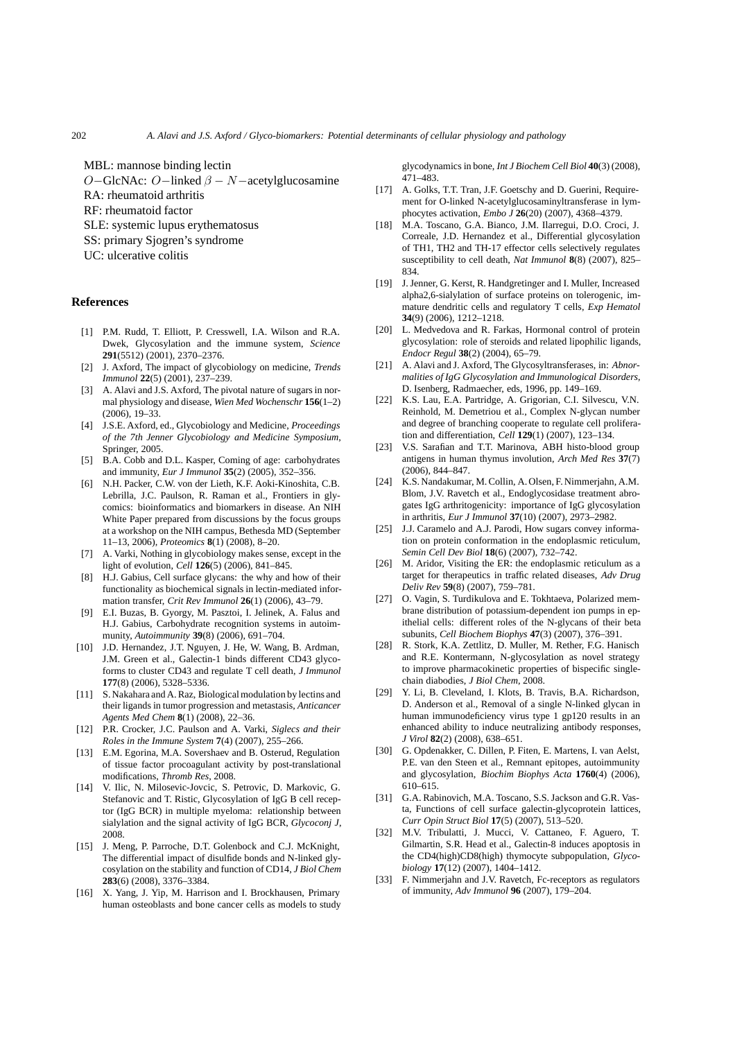MBL: mannose binding lectin

$O-$GlcNAc: $O-$linked $\beta - N-$acetylglucosamine

RA: rheumatoid arthritis

RF: rheumatoid factor

SLE: systemic lupus erythematosus

SS: primary Sjogren's syndrome

UC: ulcerative colitis

## References

[1] P.M. Rudd, T. Elliott, P. Cresswell, I.A. Wilson and R.A. Dwek, Glycosylation and the immune system, *Science* **291**(5512) (2001), 2370–2376.

[2] J. Axford, The impact of glycobiology on medicine, *Trends Immunol* **22**(5) (2001), 237–239.

[3] A. Alavi and J.S. Axford, The pivotal nature of sugars in normal physiology and disease, *Wien Med Wochenschr* **156**(1–2) (2006), 19–33.

[4] J.S.E. Axford, ed., Glycobiology and Medicine, *Proceedings of the 7th Jenner Glycobiology and Medicine Symposium*, Springer, 2005.

[5] B.A. Cobb and D.L. Kasper, Coming of age: carbohydrates and immunity, *Eur J Immunol* **35**(2) (2005), 352–356.

[6] N.H. Packer, C.W. von der Lieth, K.F. Aoki-Kinoshita, C.B. Lebrilla, J.C. Paulson, R. Raman et al., Frontiers in glycomics: bioinformatics and biomarkers in disease. An NIH White Paper prepared from discussions by the focus groups at a workshop on the NIH campus, Bethesda MD (September 11–13, 2006), *Proteomics* **8**(1) (2008), 8–20.

[7] A. Varki, Nothing in glycobiology makes sense, except in the light of evolution, *Cell* **126**(5) (2006), 841–845.

[8] H.J. Gabius, Cell surface glycans: the why and how of their functionality as biochemical signals in lectin-mediated information transfer, *Crit Rev Immunol* **26**(1) (2006), 43–79.

[9] E.I. Buzas, B. Gyorgy, M. Pasztoi, I. Jelinek, A. Falus and H.J. Gabius, Carbohydrate recognition systems in autoimmunity, *Autoimmunity* **39**(8) (2006), 691–704.

[10] J.D. Hernandez, J.T. Nguyen, J. He, W. Wang, B. Ardman, J.M. Green et al., Galectin-1 binds different CD43 glycoforms to cluster CD43 and regulate T cell death, *J Immunol* **177**(8) (2006), 5328–5336.

[11] S. Nakahara and A. Raz, Biological modulation by lectins and their ligands in tumor progression and metastasis, *Anticancer Agents Med Chem* **8**(1) (2008), 22–36.

[12] P.R. Crocker, J.C. Paulson and A. Varki, *Siglecs and their Roles in the Immune System* **7**(4) (2007), 255–266.

[13] E.M. Egorina, M.A. Sovershaev and B. Osterud, Regulation of tissue factor procoagulant activity by post-translational modifications, *Thromb Res*, 2008.

[14] V. Ilic, N. Milosevic-Jovcic, S. Petrovic, D. Markovic, G. Stefanovic and T. Ristic, Glycosylation of IgG B cell receptor (IgG BCR) in multiple myeloma: relationship between sialylation and the signal activity of IgG BCR, *Glycoconj J*, 2008.

[15] J. Meng, P. Parroche, D.T. Golenbock and C.J. McKnight, The differential impact of disulfide bonds and N-linked glycosylation on the stability and function of CD14, *J Biol Chem* **283**(6) (2008), 3376–3384.

[16] X. Yang, J. Yip, M. Harrison and I. Brockhausen, Primary human osteoblasts and bone cancer cells as models to study glycodynamics in bone, *Int J Biochem Cell Biol* **40**(3) (2008), 471–483.

[17] A. Golks, T.T. Tran, J.F. Goetschy and D. Guerini, Requirement for O-linked N-acetylglucosaminyltransferase in lymphocytes activation, *Embo J* **26**(20) (2007), 4368–4379.

[18] M.A. Toscano, G.A. Bianco, J.M. Ilarregui, D.O. Croci, J. Correale, J.D. Hernandez et al., Differential glycosylation of TH1, TH2 and TH-17 effector cells selectively regulates susceptibility to cell death, *Nat Immunol* **8**(8) (2007), 825–834.

[19] J. Jenner, G. Kerst, R. Handgretinger and I. Muller, Increased alpha2,6-sialylation of surface proteins on tolerogenic, immature dendritic cells and regulatory T cells, *Exp Hematol* **34**(9) (2006), 1212–1218.

[20] L. Medvedova and R. Farkas, Hormonal control of protein glycosylation: role of steroids and related lipophilic ligands, *Endocr Regul* **38**(2) (2004), 65–79.

[21] A. Alavi and J. Axford, The Glycosyltransferases, in: *Abnormalities of IgG Glycosylation and Immunological Disorders*, D. Isenberg, Radmaecher, eds, 1996, pp. 149–169.

[22] K.S. Lau, E.A. Partridge, A. Grigorian, C.I. Silvescu, V.N. Reinhold, M. Demetriou et al., Complex N-glycan number and degree of branching cooperate to regulate cell proliferation and differentiation, *Cell* **129**(1) (2007), 123–134.

[23] V.S. Sarafian and T.T. Marinova, ABH histo-blood group antigens in human thymus involution, *Arch Med Res* **37**(7) (2006), 844–847.

[24] K.S. Nandakumar, M. Collin, A. Olsen, F. Nimmerjahn, A.M. Blom, J.V. Ravetch et al., Endoglycosidase treatment abrogates IgG arthritogenicity: importance of IgG glycosylation in arthritis, *Eur J Immunol* **37**(10) (2007), 2973–2982.

[25] J.J. Caramelo and A.J. Parodi, How sugars convey information on protein conformation in the endoplasmic reticulum, *Semin Cell Dev Biol* **18**(6) (2007), 732–742.

[26] M. Aridor, Visiting the ER: the endoplasmic reticulum as a target for therapeutics in traffic related diseases, *Adv Drug Deliv Rev* **59**(8) (2007), 759–781.

[27] O. Vagin, S. Turdikulova and E. Tokhtaeva, Polarized membrane distribution of potassium-dependent ion pumps in epithelial cells: different roles of the N-glycans of their beta subunits, *Cell Biochem Biophys* **47**(3) (2007), 376–391.

[28] R. Stork, K.A. Zettlitz, D. Muller, M. Rether, F.G. Hanisch and R.E. Kontermann, N-glycosylation as novel strategy to improve pharmacokinetic properties of bispecific single-chain diabodies, *J Biol Chem*, 2008.

[29] Y. Li, B. Cleveland, I. Klots, B. Travis, B.A. Richardson, D. Anderson et al., Removal of a single N-linked glycan in human immunodeficiency virus type 1 gp120 results in an enhanced ability to induce neutralizing antibody responses, *J Virol* **82**(2) (2008), 638–651.

[30] G. Opdenakker, C. Dillen, P. Fiten, E. Martens, I. van Aelst, P.E. van den Steen et al., Remnant epitopes, autoimmunity and glycosylation, *Biochim Biophys Acta* **1760**(4) (2006), 610–615.

[31] G.A. Rabinovich, M.A. Toscano, S.S. Jackson and G.R. Vasta, Functions of cell surface galectin-glycoprotein lattices, *Curr Opin Struct Biol* **17**(5) (2007), 513–520.

[32] M.V. Tribulatti, J. Mucci, V. Cattaneo, F. Aguero, T. Gilmartin, S.R. Head et al., Galectin-8 induces apoptosis in the CD4(high)CD8(high) thymocyte subpopulation, *Glycobiology* **17**(12) (2007), 1404–1412.

[33] F. Nimmerjahn and J.V. Ravetch, Fc-receptors as regulators of immunity, *Adv Immunol* **96** (2007), 179–204.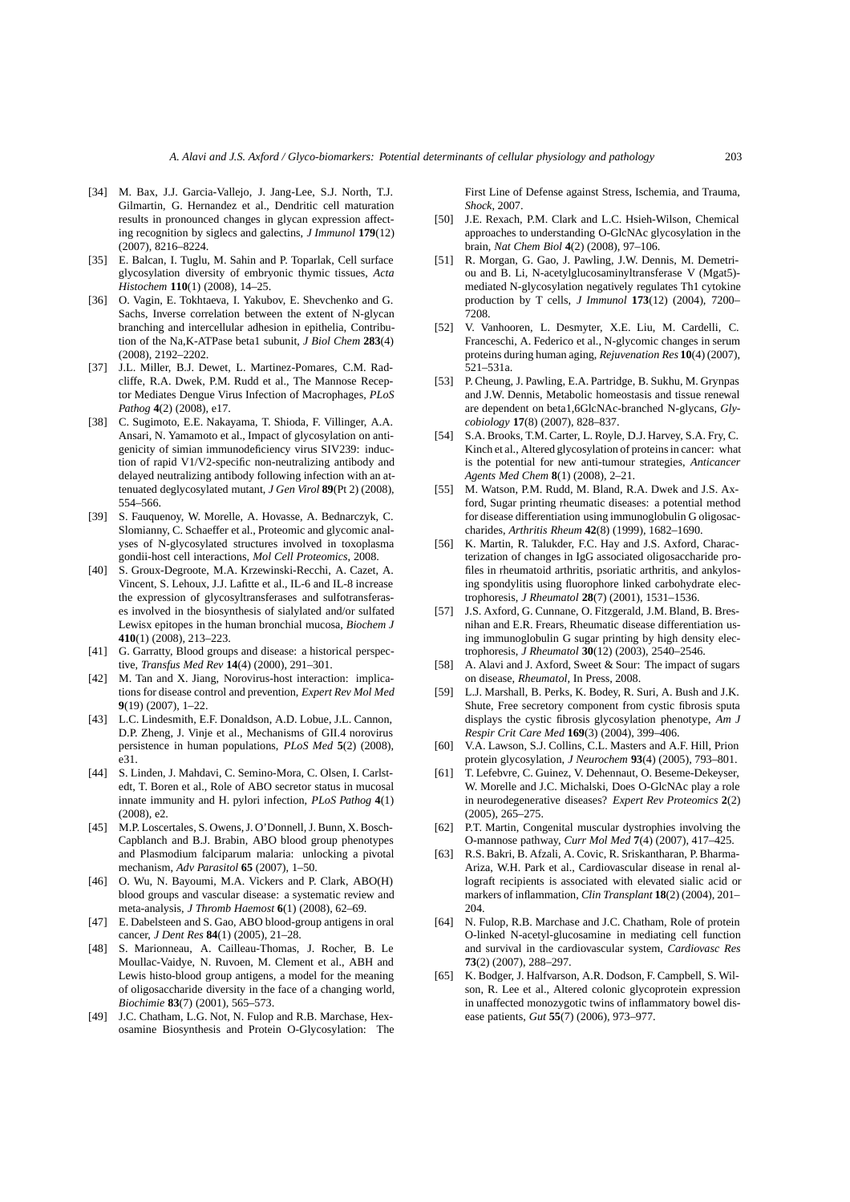[34] M. Bax, J.J. Garcia-Vallejo, J. Jang-Lee, S.J. North, T.J. Gilmartin, G. Hernandez et al., Dendritic cell maturation results in pronounced changes in glycan expression affecting recognition by siglecs and galectins, *J Immunol* **179**(12) (2007), 8216–8224.

[35] E. Balcan, I. Tuglu, M. Sahin and P. Toparlak, Cell surface glycosylation diversity of embryonic thymic tissues, *Acta Histochem* **110**(1) (2008), 14–25.

[36] O. Vagin, E. Tokhtaeva, I. Yakubov, E. Shevchenko and G. Sachs, Inverse correlation between the extent of N-glycan branching and intercellular adhesion in epithelia, Contribution of the Na,K-ATPase beta1 subunit, *J Biol Chem* **283**(4) (2008), 2192–2202.

[37] J.L. Miller, B.J. Dewet, L. Martinez-Pomares, C.M. Radcliffe, R.A. Dwek, P.M. Rudd et al., The Mannose Receptor Mediates Dengue Virus Infection of Macrophages, *PLoS Pathog* **4**(2) (2008), e17.

[38] C. Sugimoto, E.E. Nakayama, T. Shioda, F. Villinger, A.A. Ansari, N. Yamamoto et al., Impact of glycosylation on antigenicity of simian immunodeficiency virus SIV239: induction of rapid V1/V2-specific non-neutralizing antibody and delayed neutralizing antibody following infection with an attenuated deglycosylated mutant, *J Gen Virol* **89**(Pt 2) (2008), 554–566.

[39] S. Fauquenoy, W. Morelle, A. Hovasse, A. Bednarczyk, C. Slomianny, C. Schaeffer et al., Proteomic and glycomic analyses of N-glycosylated structures involved in toxoplasma gondii-host cell interactions, *Mol Cell Proteomics*, 2008.

[40] S. Groux-Degroote, M.A. Krzewinski-Recchi, A. Cazet, A. Vincent, S. Lehoux, J.J. Lafitte et al., IL-6 and IL-8 increase the expression of glycosyltransferases and sulfotransferases involved in the biosynthesis of sialylated and/or sulfated Lewisx epitopes in the human bronchial mucosa, *Biochem J* **410**(1) (2008), 213–223.

[41] G. Garratty, Blood groups and disease: a historical perspective, *Transfus Med Rev* **14**(4) (2000), 291–301.

[42] M. Tan and X. Jiang, Norovirus-host interaction: implications for disease control and prevention, *Expert Rev Mol Med* **9**(19) (2007), 1–22.

[43] L.C. Lindesmith, E.F. Donaldson, A.D. Lobue, J.L. Cannon, D.P. Zheng, J. Vinje et al., Mechanisms of GII.4 norovirus persistence in human populations, *PLoS Med* **5**(2) (2008), e31.

[44] S. Linden, J. Mahdavi, C. Semino-Mora, C. Olsen, I. Carlstedt, T. Boren et al., Role of ABO secretor status in mucosal innate immunity and H. pylori infection, *PLoS Pathog* **4**(1) (2008), e2.

[45] M.P. Loscertales, S. Owens, J. O'Donnell, J. Bunn, X. Bosch-Capblanch and B.J. Brabin, ABO blood group phenotypes and Plasmodium falciparum malaria: unlocking a pivotal mechanism, *Adv Parasitol* **65** (2007), 1–50.

[46] O. Wu, N. Bayoumi, M.A. Vickers and P. Clark, ABO(H) blood groups and vascular disease: a systematic review and meta-analysis, *J Thromb Haemost* **6**(1) (2008), 62–69.

[47] E. Dabelsteen and S. Gao, ABO blood-group antigens in oral cancer, *J Dent Res* **84**(1) (2005), 21–28.

[48] S. Marionneau, A. Cailleau-Thomas, J. Rocher, B. Le Moullac-Vaidye, N. Ruvoen, M. Clement et al., ABH and Lewis histo-blood group antigens, a model for the meaning of oligosaccharide diversity in the face of a changing world, *Biochimie* **83**(7) (2001), 565–573.

[49] J.C. Chatham, L.G. Not, N. Fulop and R.B. Marchase, Hexosamine Biosynthesis and Protein O-Glycosylation: The First Line of Defense against Stress, Ischemia, and Trauma, *Shock*, 2007.

[50] J.E. Rexach, P.M. Clark and L.C. Hsieh-Wilson, Chemical approaches to understanding O-GlcNAc glycosylation in the brain, *Nat Chem Biol* **4**(2) (2008), 97–106.

[51] R. Morgan, G. Gao, J. Pawling, J.W. Dennis, M. Demetriou and B. Li, N-acetylglucosaminyltransferase V (Mgat5)-mediated N-glycosylation negatively regulates Th1 cytokine production by T cells, *J Immunol* **173**(12) (2004), 7200–7208.

[52] V. Vanhooren, L. Desmyter, X.E. Liu, M. Cardelli, C. Franceschi, A. Federico et al., N-glycomic changes in serum proteins during human aging, *Rejuvenation Res* **10**(4) (2007), 521–531a.

[53] P. Cheung, J. Pawling, E.A. Partridge, B. Sukhu, M. Grynpas and J.W. Dennis, Metabolic homeostasis and tissue renewal are dependent on beta1,6GlcNAc-branched N-glycans, *Glycobiology* **17**(8) (2007), 828–837.

[54] S.A. Brooks, T.M. Carter, L. Royle, D.J. Harvey, S.A. Fry, C. Kinch et al., Altered glycosylation of proteins in cancer: what is the potential for new anti-tumour strategies, *Anticancer Agents Med Chem* **8**(1) (2008), 2–21.

[55] M. Watson, P.M. Rudd, M. Bland, R.A. Dwek and J.S. Axford, Sugar printing rheumatic diseases: a potential method for disease differentiation using immunoglobulin G oligosaccharides, *Arthritis Rheum* **42**(8) (1999), 1682–1690.

[56] K. Martin, R. Talukder, F.C. Hay and J.S. Axford, Characterization of changes in IgG associated oligosaccharide profiles in rheumatoid arthritis, psoriatic arthritis, and ankylosing spondylitis using fluorophore linked carbohydrate electrophoresis, *J Rheumatol* **28**(7) (2001), 1531–1536.

[57] J.S. Axford, G. Cunnane, O. Fitzgerald, J.M. Bland, B. Bresnihan and E.R. Frears, Rheumatic disease differentiation using immunoglobulin G sugar printing by high density electrophoresis, *J Rheumatol* **30**(12) (2003), 2540–2546.

[58] A. Alavi and J. Axford, Sweet & Sour: The impact of sugars on disease, *Rheumatol*, In Press, 2008.

[59] L.J. Marshall, B. Perks, K. Bodey, R. Suri, A. Bush and J.K. Shute, Free secretory component from cystic fibrosis sputa displays the cystic fibrosis glycosylation phenotype, *Am J Respir Crit Care Med* **169**(3) (2004), 399–406.

[60] V.A. Lawson, S.J. Collins, C.L. Masters and A.F. Hill, Prion protein glycosylation, *J Neurochem* **93**(4) (2005), 793–801.

[61] T. Lefebvre, C. Guinez, V. Dehennaut, O. Beseme-Dekeyser, W. Morelle and J.C. Michalski, Does O-GlcNAc play a role in neurodegenerative diseases? *Expert Rev Proteomics* **2**(2) (2005), 265–275.

[62] P.T. Martin, Congenital muscular dystrophies involving the O-mannose pathway, *Curr Mol Med* **7**(4) (2007), 417–425.

[63] R.S. Bakri, B. Afzali, A. Covic, R. Sriskantharan, P. Bharma-Ariza, W.H. Park et al., Cardiovascular disease in renal allograft recipients is associated with elevated sialic acid or markers of inflammation, *Clin Transplant* **18**(2) (2004), 201–204.

[64] N. Fulop, R.B. Marchase and J.C. Chatham, Role of protein O-linked N-acetyl-glucosamine in mediating cell function and survival in the cardiovascular system, *Cardiovasc Res* **73**(2) (2007), 288–297.

[65] K. Bodger, J. Halfvarson, A.R. Dodson, F. Campbell, S. Wilson, R. Lee et al., Altered colonic glycoprotein expression in unaffected monozygotic twins of inflammatory bowel disease patients, *Gut* **55**(7) (2006), 973–977.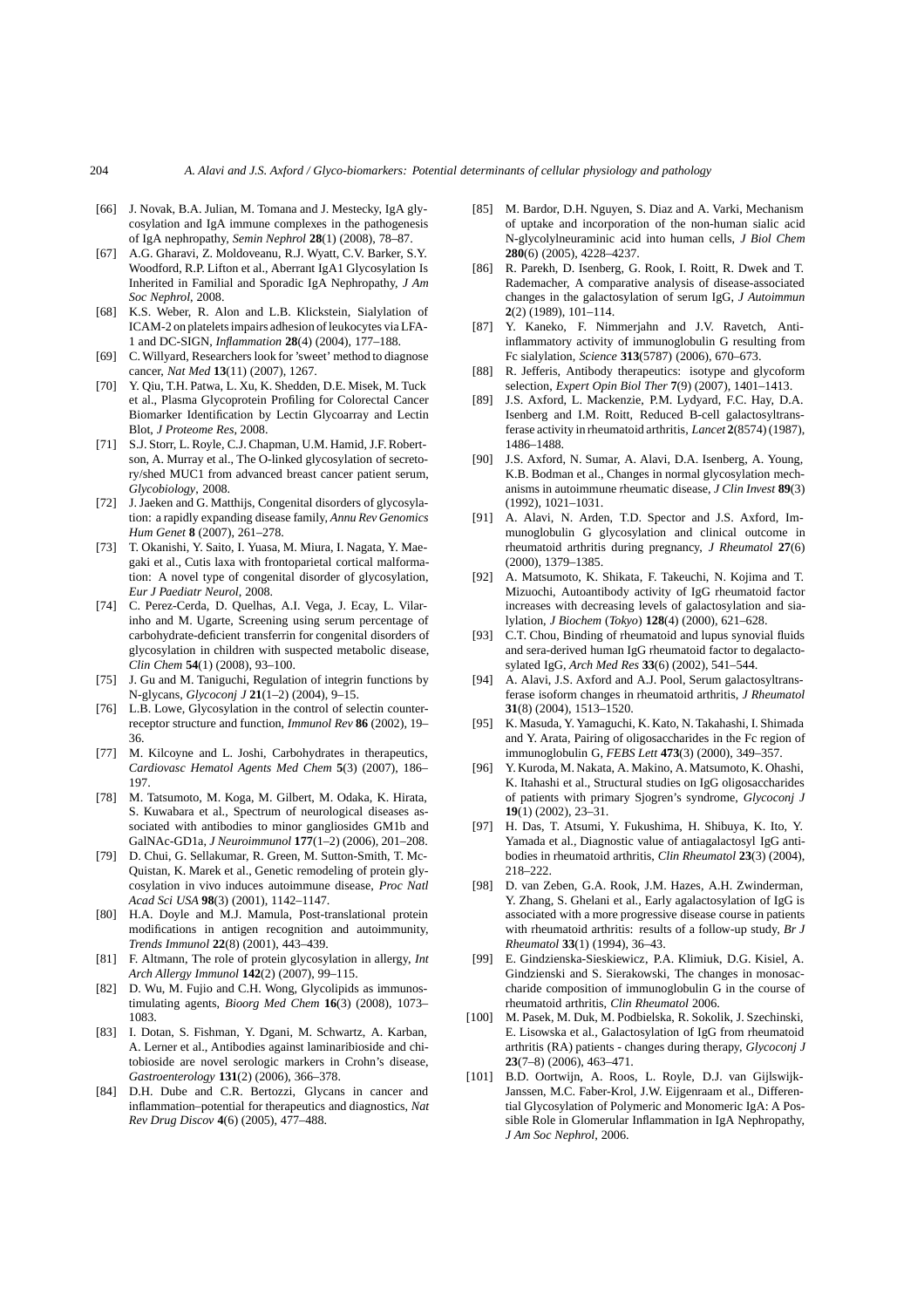[66] J. Novak, B.A. Julian, M. Tomana and J. Mestecky, IgA glycosylation and IgA immune complexes in the pathogenesis of IgA nephropathy, *Semin Nephrol* **28**(1) (2008), 78–87.

[67] A.G. Gharavi, Z. Moldoveanu, R.J. Wyatt, C.V. Barker, S.Y. Woodford, R.P. Lifton et al., Aberrant IgA1 Glycosylation Is Inherited in Familial and Sporadic IgA Nephropathy, *J Am Soc Nephrol*, 2008.

[68] K.S. Weber, R. Alon and L.B. Klickstein, Sialylation of ICAM-2 on platelets impairs adhesion of leukocytes via LFA-1 and DC-SIGN, *Inflammation* **28**(4) (2004), 177–188.

[69] C. Willyard, Researchers look for 'sweet' method to diagnose cancer, *Nat Med* **13**(11) (2007), 1267.

[70] Y. Qiu, T.H. Patwa, L. Xu, K. Shedden, D.E. Misek, M. Tuck et al., Plasma Glycoprotein Profiling for Colorectal Cancer Biomarker Identification by Lectin Glycoarray and Lectin Blot, *J Proteome Res*, 2008.

[71] S.J. Storr, L. Royle, C.J. Chapman, U.M. Hamid, J.F. Robertson, A. Murray et al., The O-linked glycosylation of secretory/shed MUC1 from advanced breast cancer patient serum, *Glycobiology*, 2008.

[72] J. Jaeken and G. Matthijs, Congenital disorders of glycosylation: a rapidly expanding disease family, *Annu Rev Genomics Hum Genet* **8** (2007), 261–278.

[73] T. Okanishi, Y. Saito, I. Yuasa, M. Miura, I. Nagata, Y. Maegaki et al., Cutis laxa with frontoparietal cortical malformation: A novel type of congenital disorder of glycosylation, *Eur J Paediatr Neurol*, 2008.

[74] C. Perez-Cerda, D. Quelhas, A.I. Vega, J. Ecay, L. Vilarinho and M. Ugarte, Screening using serum percentage of carbohydrate-deficient transferrin for congenital disorders of glycosylation in children with suspected metabolic disease, *Clin Chem* **54**(1) (2008), 93–100.

[75] J. Gu and M. Taniguchi, Regulation of integrin functions by N-glycans, *Glycoconj J* **21**(1–2) (2004), 9–15.

[76] L.B. Lowe, Glycosylation in the control of selectin counter-receptor structure and function, *Immunol Rev* **86** (2002), 19–36.

[77] M. Kilcoyne and L. Joshi, Carbohydrates in therapeutics, *Cardiovasc Hematol Agents Med Chem* **5**(3) (2007), 186–197.

[78] M. Tatsumoto, M. Koga, M. Gilbert, M. Odaka, K. Hirata, S. Kuwabara et al., Spectrum of neurological diseases associated with antibodies to minor gangliosides GM1b and GalNAc-GD1a, *J Neuroimmunol* **177**(1–2) (2006), 201–208.

[79] D. Chui, G. Sellakumar, R. Green, M. Sutton-Smith, T. McQuistan, K. Marek et al., Genetic remodeling of protein glycosylation in vivo induces autoimmune disease, *Proc Natl Acad Sci USA* **98**(3) (2001), 1142–1147.

[80] H.A. Doyle and M.J. Mamula, Post-translational protein modifications in antigen recognition and autoimmunity, *Trends Immunol* **22**(8) (2001), 443–439.

[81] F. Altmann, The role of protein glycosylation in allergy, *Int Arch Allergy Immunol* **142**(2) (2007), 99–115.

[82] D. Wu, M. Fujio and C.H. Wong, Glycolipids as immunostimulating agents, *Bioorg Med Chem* **16**(3) (2008), 1073–1083.

[83] I. Dotan, S. Fishman, Y. Dgani, M. Schwartz, A. Karban, A. Lerner et al., Antibodies against laminaribioside and chitobioside are novel serologic markers in Crohn's disease, *Gastroenterology* **131**(2) (2006), 366–378.

[84] D.H. Dube and C.R. Bertozzi, Glycans in cancer and inflammation–potential for therapeutics and diagnostics, *Nat Rev Drug Discov* **4**(6) (2005), 477–488.

[85] M. Bardor, D.H. Nguyen, S. Diaz and A. Varki, Mechanism of uptake and incorporation of the non-human sialic acid N-glycolylneuraminic acid into human cells, *J Biol Chem* **280**(6) (2005), 4228–4237.

[86] R. Parekh, D. Isenberg, G. Rook, I. Roitt, R. Dwek and T. Rademacher, A comparative analysis of disease-associated changes in the galactosylation of serum IgG, *J Autoimmun* **2**(2) (1989), 101–114.

[87] Y. Kaneko, F. Nimmerjahn and J.V. Ravetch, Anti-inflammatory activity of immunoglobulin G resulting from Fc sialylation, *Science* **313**(5787) (2006), 670–673.

[88] R. Jefferis, Antibody therapeutics: isotype and glycoform selection, *Expert Opin Biol Ther* **7**(9) (2007), 1401–1413.

[89] J.S. Axford, L. Mackenzie, P.M. Lydyard, F.C. Hay, D.A. Isenberg and I.M. Roitt, Reduced B-cell galactosyltransferase activity in rheumatoid arthritis, *Lancet* **2**(8574) (1987), 1486–1488.

[90] J.S. Axford, N. Sumar, A. Alavi, D.A. Isenberg, A. Young, K.B. Bodman et al., Changes in normal glycosylation mechanisms in autoimmune rheumatic disease, *J Clin Invest* **89**(3) (1992), 1021–1031.

[91] A. Alavi, N. Arden, T.D. Spector and J.S. Axford, Immunoglobulin G glycosylation and clinical outcome in rheumatoid arthritis during pregnancy, *J Rheumatol* **27**(6) (2000), 1379–1385.

[92] A. Matsumoto, K. Shikata, F. Takeuchi, N. Kojima and T. Mizuochi, Autoantibody activity of IgG rheumatoid factor increases with decreasing levels of galactosylation and sialylation, *J Biochem* (*Tokyo*) **128**(4) (2000), 621–628.

[93] C.T. Chou, Binding of rheumatoid and lupus synovial fluids and sera-derived human IgG rheumatoid factor to degalactosylated IgG, *Arch Med Res* **33**(6) (2002), 541–544.

[94] A. Alavi, J.S. Axford and A.J. Pool, Serum galactosyltransferase isoform changes in rheumatoid arthritis, *J Rheumatol* **31**(8) (2004), 1513–1520.

[95] K. Masuda, Y. Yamaguchi, K. Kato, N. Takahashi, I. Shimada and Y. Arata, Pairing of oligosaccharides in the Fc region of immunoglobulin G, *FEBS Lett* **473**(3) (2000), 349–357.

[96] Y. Kuroda, M. Nakata, A. Makino, A. Matsumoto, K. Ohashi, K. Itahashi et al., Structural studies on IgG oligosaccharides of patients with primary Sjogren's syndrome, *Glycoconj J* **19**(1) (2002), 23–31.

[97] H. Das, T. Atsumi, Y. Fukushima, H. Shibuya, K. Ito, Y. Yamada et al., Diagnostic value of antiagalactosyl IgG antibodies in rheumatoid arthritis, *Clin Rheumatol* **23**(3) (2004), 218–222.

[98] D. van Zeben, G.A. Rook, J.M. Hazes, A.H. Zwinderman, Y. Zhang, S. Ghelani et al., Early agalactosylation of IgG is associated with a more progressive disease course in patients with rheumatoid arthritis: results of a follow-up study, *Br J Rheumatol* **33**(1) (1994), 36–43.

[99] E. Gindzienska-Sieskiewicz, P.A. Klimiuk, D.G. Kisiel, A. Gindzienski and S. Sierakowski, The changes in monosaccharide composition of immunoglobulin G in the course of rheumatoid arthritis, *Clin Rheumatol* 2006.

[100] M. Pasek, M. Duk, M. Podbielska, R. Sokolik, J. Szechinski, E. Lisowska et al., Galactosylation of IgG from rheumatoid arthritis (RA) patients - changes during therapy, *Glycoconj J* **23**(7–8) (2006), 463–471.

[101] B.D. Oortwijn, A. Roos, L. Royle, D.J. van Gijlswijk-Janssen, M.C. Faber-Krol, J.W. Eijgenraam et al., Differential Glycosylation of Polymeric and Monomeric IgA: A Possible Role in Glomerular Inflammation in IgA Nephropathy, *J Am Soc Nephrol*, 2006.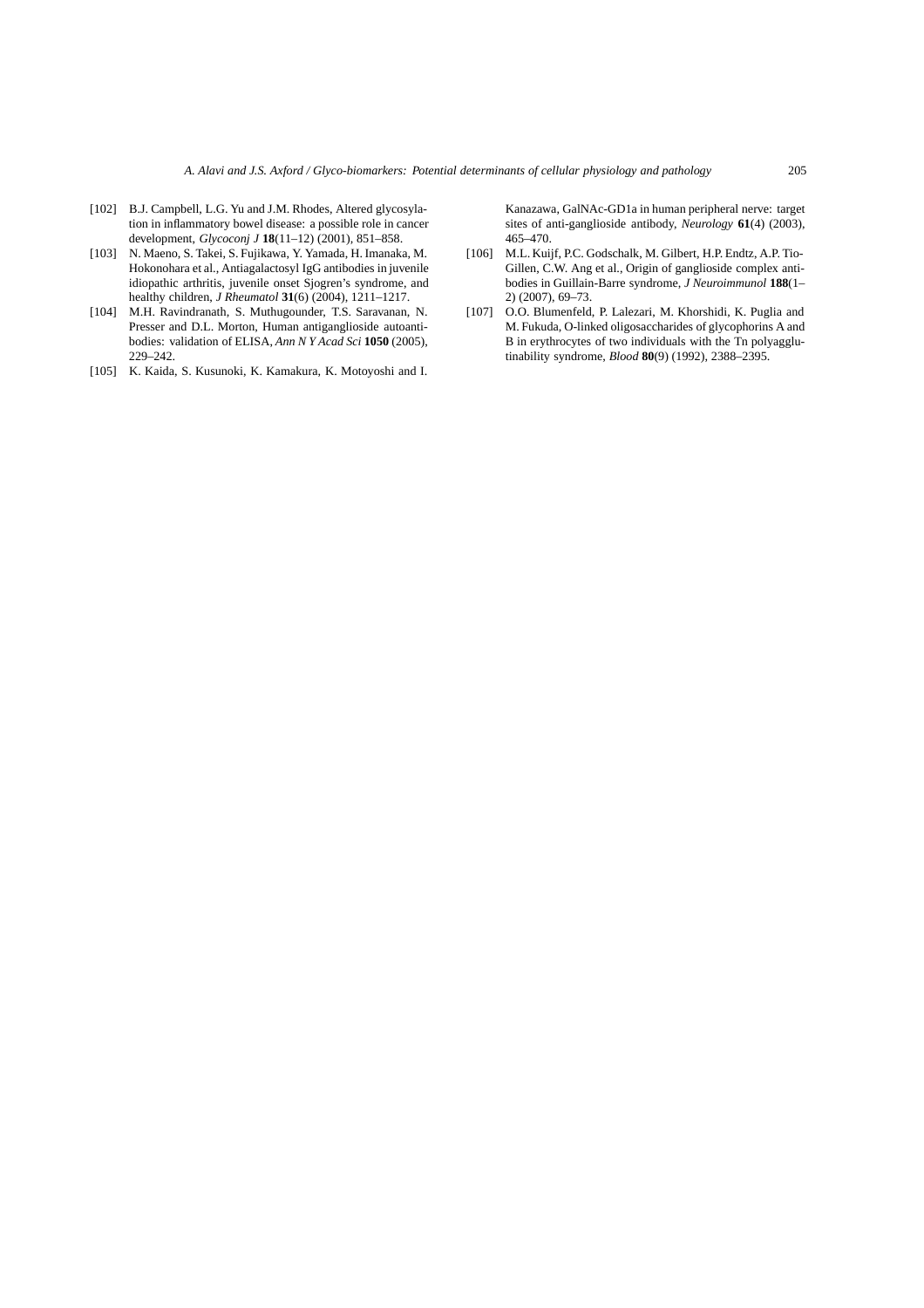[102] B.J. Campbell, L.G. Yu and J.M. Rhodes, Altered glycosylation in inflammatory bowel disease: a possible role in cancer development, *Glycoconj J* **18**(11–12) (2001), 851–858.

[103] N. Maeno, S. Takei, S. Fujikawa, Y. Yamada, H. Imanaka, M. Hokonohara et al., Antiagalactosyl IgG antibodies in juvenile idiopathic arthritis, juvenile onset Sjogren's syndrome, and healthy children, *J Rheumatol* **31**(6) (2004), 1211–1217.

[104] M.H. Ravindranath, S. Muthugounder, T.S. Saravanan, N. Presser and D.L. Morton, Human antiganglioside autoantibodies: validation of ELISA, *Ann N Y Acad Sci* **1050** (2005), 229–242.

[105] K. Kaida, S. Kusunoki, K. Kamakura, K. Motoyoshi and I. Kanazawa, GalNAc-GD1a in human peripheral nerve: target sites of anti-ganglioside antibody, *Neurology* **61**(4) (2003), 465–470.

[106] M.L. Kuijf, P.C. Godschalk, M. Gilbert, H.P. Endtz, A.P. Tio-Gillen, C.W. Ang et al., Origin of ganglioside complex antibodies in Guillain-Barre syndrome, *J Neuroimmunol* **188**(1–2) (2007), 69–73.

[107] O.O. Blumenfeld, P. Lalezari, M. Khorshidi, K. Puglia and M. Fukuda, O-linked oligosaccharides of glycophorins A and B in erythrocytes of two individuals with the Tn polyagglutinability syndrome, *Blood* **80**(9) (1992), 2388–2395.